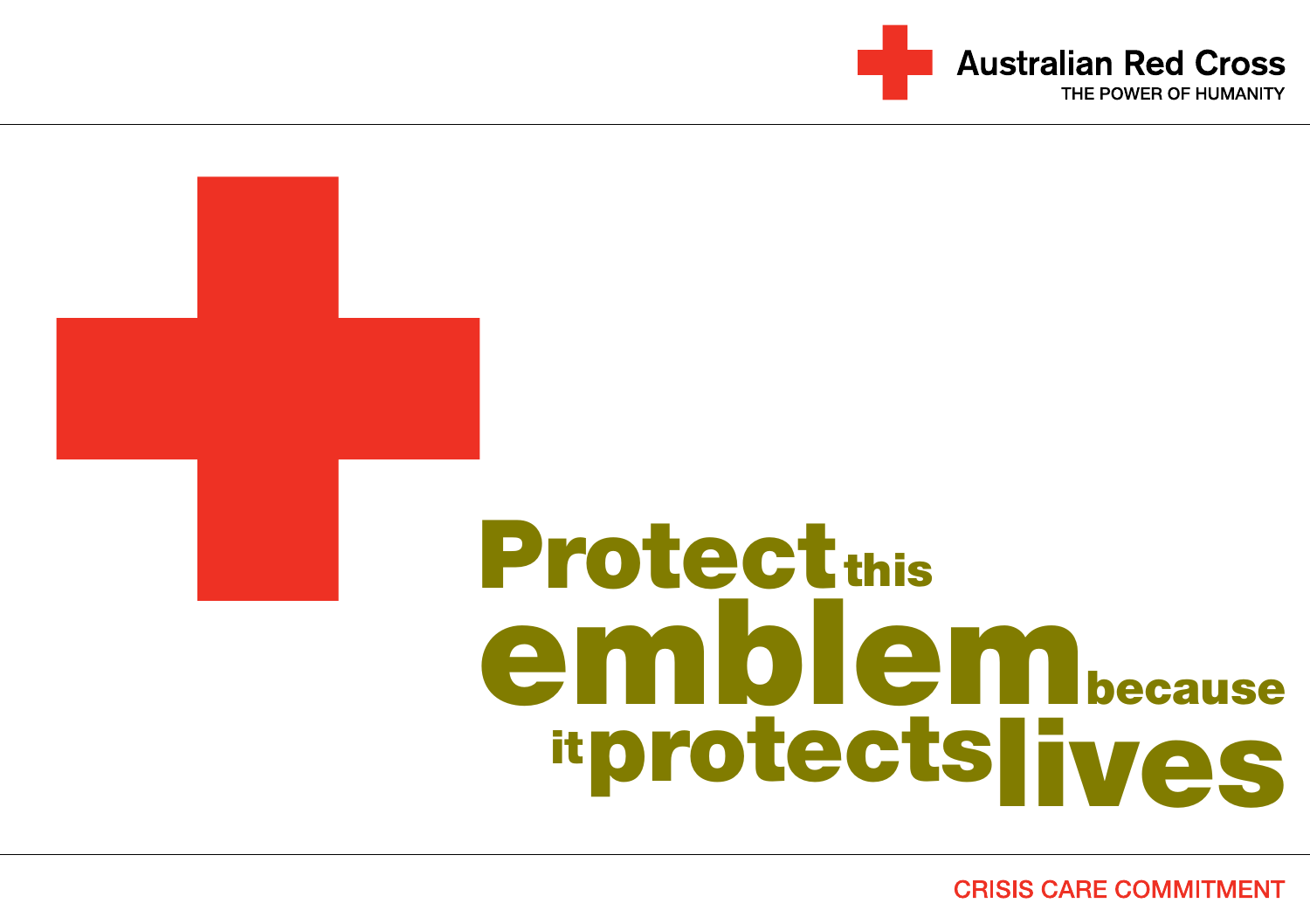Australian Red Cross

THE POWER OF HUMANITY

# Protect this emblem because it protects lives

CRISIS CARE COMMITMENT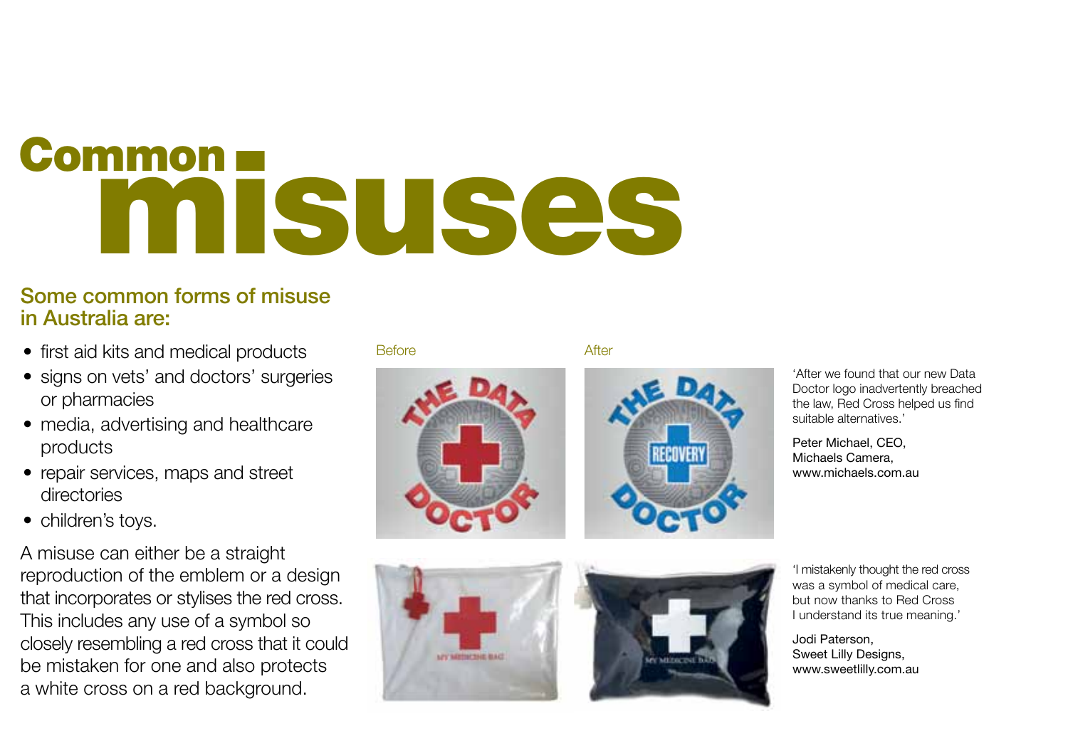# Common misuses

## Some common forms of misuse in Australia are:

- first aid kits and medical products
- signs on vets' and doctors' surgeries or pharmacies
- media, advertising and healthcare products
- repair services, maps and street directories
- children's toys.

A misuse can either be a straight reproduction of the emblem or a design that incorporates or stylises the red cross. This includes any use of a symbol so closely resembling a red cross that it could be mistaken for one and also protects a white cross on a red background.

Before

After

'After we found that our new Data Doctor logo inadvertently breached the law, Red Cross helped us find suitable alternatives.'

Peter Michael, CEO,
Michaels Camera,
www.michaels.com.au

'I mistakenly thought the red cross was a symbol of medical care, but now thanks to Red Cross I understand its true meaning.'

Jodi Paterson,
Sweet Lilly Designs,
www.sweetlilly.com.au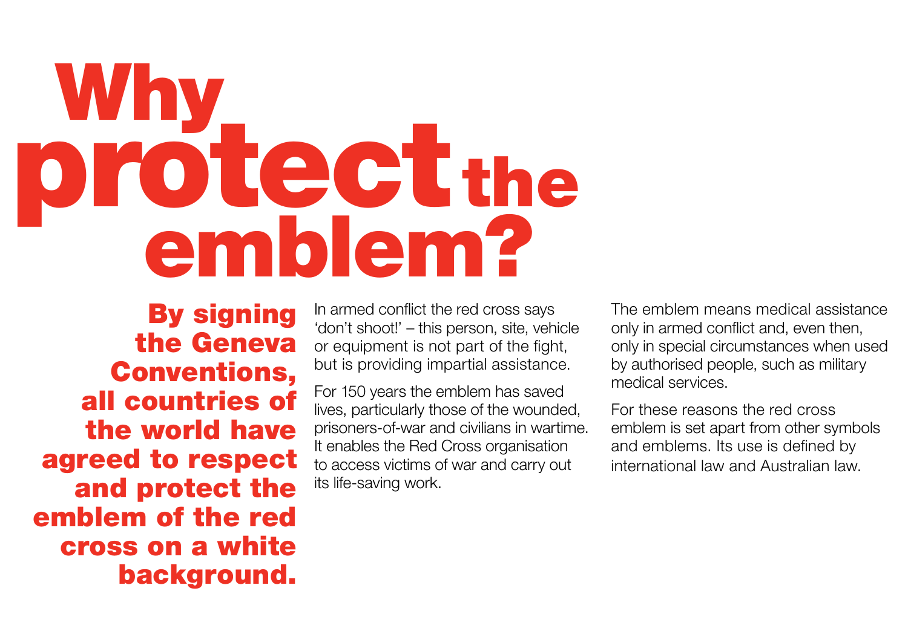# Why protect the emblem?

**By signing the Geneva Conventions, all countries of the world have agreed to respect and protect the emblem of the red cross on a white background.**

In armed conflict the red cross says 'don't shoot!' – this person, site, vehicle or equipment is not part of the fight, but is providing impartial assistance.

For 150 years the emblem has saved lives, particularly those of the wounded, prisoners-of-war and civilians in wartime. It enables the Red Cross organisation to access victims of war and carry out its life-saving work.

The emblem means medical assistance only in armed conflict and, even then, only in special circumstances when used by authorised people, such as military medical services.

For these reasons the red cross emblem is set apart from other symbols and emblems. Its use is defined by international law and Australian law.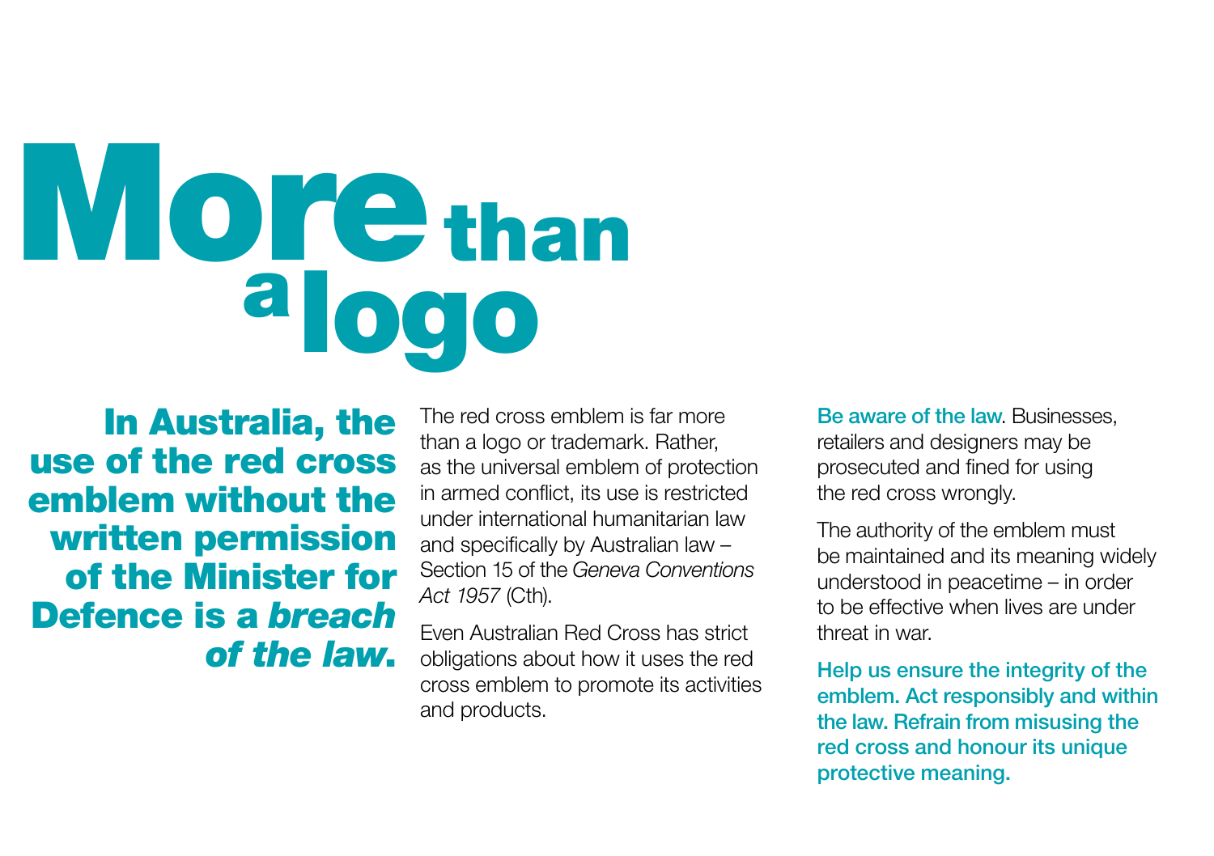# More than a logo

**In Australia, the use of the red cross emblem without the written permission of the Minister for Defence is a *breach of the law*.**

The red cross emblem is far more than a logo or trademark. Rather, as the universal emblem of protection in armed conflict, its use is restricted under international humanitarian law and specifically by Australian law – Section 15 of the *Geneva Conventions Act 1957* (Cth).

Even Australian Red Cross has strict obligations about how it uses the red cross emblem to promote its activities and products.

Be aware of the law. Businesses, retailers and designers may be prosecuted and fined for using the red cross wrongly.

The authority of the emblem must be maintained and its meaning widely understood in peacetime – in order to be effective when lives are under threat in war.

**Help us ensure the integrity of the emblem. Act responsibly and within the law. Refrain from misusing the red cross and honour its unique protective meaning.**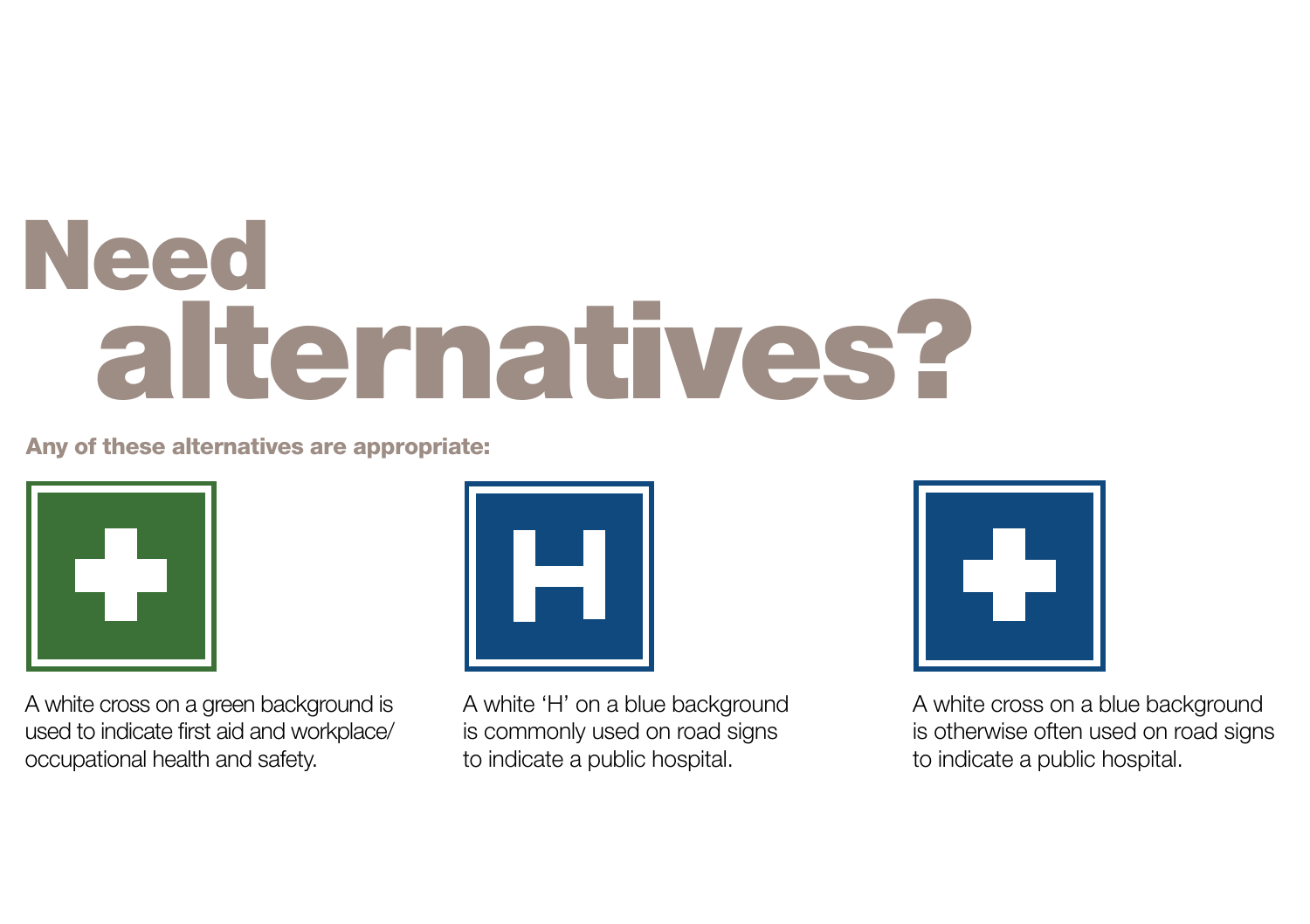# Need alternatives?

**Any of these alternatives are appropriate:**

A white cross on a green background is used to indicate first aid and workplace/occupational health and safety.

A white 'H' on a blue background is commonly used on road signs to indicate a public hospital.

A white cross on a blue background is otherwise often used on road signs to indicate a public hospital.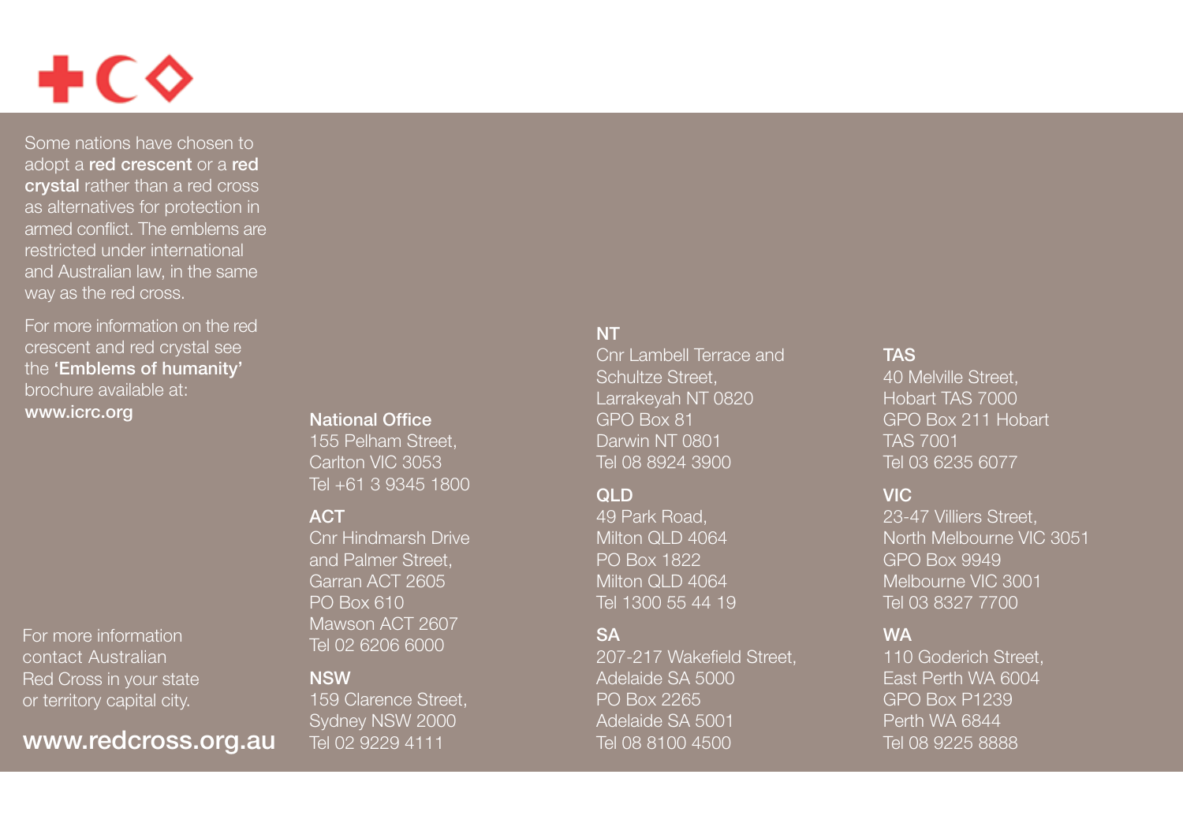Some nations have chosen to adopt a **red crescent** or a **red crystal** rather than a red cross as alternatives for protection in armed conflict. The emblems are restricted under international and Australian law, in the same way as the red cross.

For more information on the red crescent and red crystal see the **'Emblems of humanity'** brochure available at: **www.icrc.org**

For more information contact Australian Red Cross in your state or territory capital city.

**www.redcross.org.au**

**National Office**
155 Pelham Street,
Carlton VIC 3053
Tel +61 3 9345 1800

**ACT**
Cnr Hindmarsh Drive and Palmer Street,
Garran ACT 2605
PO Box 610
Mawson ACT 2607
Tel 02 6206 6000

**NSW**
159 Clarence Street,
Sydney NSW 2000
Tel 02 9229 4111

**NT**
Cnr Lambell Terrace and Schultze Street,
Larrakeyah NT 0820
GPO Box 81
Darwin NT 0801
Tel 08 8924 3900

**QLD**
49 Park Road,
Milton QLD 4064
PO Box 1822
Milton QLD 4064
Tel 1300 55 44 19

**SA**
207-217 Wakefield Street,
Adelaide SA 5000
PO Box 2265
Adelaide SA 5001
Tel 08 8100 4500

**TAS**
40 Melville Street,
Hobart TAS 7000
GPO Box 211 Hobart
TAS 7001
Tel 03 6235 6077

**VIC**
23-47 Villiers Street,
North Melbourne VIC 3051
GPO Box 9949
Melbourne VIC 3001
Tel 03 8327 7700

**WA**
110 Goderich Street,
East Perth WA 6004
GPO Box P1239
Perth WA 6844
Tel 08 9225 8888